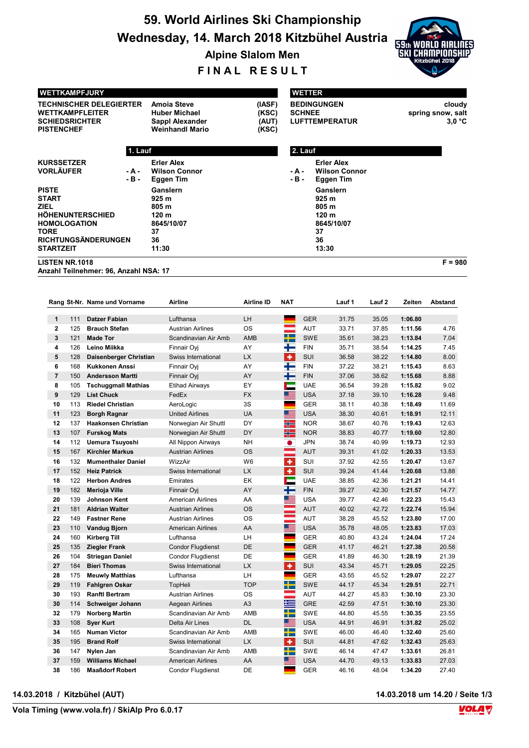# 59. World Airlines Ski Championship

## Wednesday, 14. March 2018 Kitzbühel Austria

### Alpine Slalom Men

### FINAL RESULT

| WETTKAMPFJURY | | |
|---|---|---|
| TECHNISCHER DELEGIERTER | Amoia Steve | (IASF) |
| WETTKAMPFLEITER | Huber Michael | (KSC) |
| SCHIEDSRICHTER | Sappl Alexander | (AUT) |
| PISTENCHEF | Weinhandl Mario | (KSC) |

| WETTER | |
|---|---|
| BEDINGUNGEN | cloudy |
| SCHNEE | spring snow, salt |
| LUFTTEMPERATUR | 3,0 °C |

| | | 1. Lauf | | 2. Lauf |
|---|---|---|---|---|
| KURSSETZER | | Erler Alex | | Erler Alex |
| VORLÄUFER | - A - | Wilson Connor | - A - | Wilson Connor |
| | - B - | Eggen Tim | - B - | Eggen Tim |
| PISTE | | Ganslern | | Ganslern |
| START | | 925 m | | 925 m |
| ZIEL | | 805 m | | 805 m |
| HÖHENUNTERSCHIED | | 120 m | | 120 m |
| HOMOLOGATION | | 8645/10/07 | | 8645/10/07 |
| TORE | | 37 | | 37 |
| RICHTUNGSÄNDERUNGEN | | 36 | | 36 |
| STARTZEIT | | 11:30 | | 13:30 |

LISTEN NR.1018 F = 980

Anzahl Teilnehmer: 96, Anzahl NSA: 17

| Rang | St-Nr. | Name und Vorname | Airline | Airline ID | NAT | Lauf 1 | Lauf 2 | Zeiten | Abstand |
|---|---|---|---|---|---|---|---|---|---|
| 1 | 111 | **Datzer Fabian** | Lufthansa | LH | GER | 31.75 | 35.05 | **1:06.80** | |
| 2 | 125 | **Brauch Stefan** | Austrian Airlines | OS | AUT | 33.71 | 37.85 | **1:11.56** | 4.76 |
| 3 | 121 | **Made Tor** | Scandinavian Air Amb | AMB | SWE | 35.61 | 38.23 | **1:13.84** | 7.04 |
| 4 | 126 | **Leino Miikka** | Finnair Oyj | AY | FIN | 35.71 | 38.54 | **1:14.25** | 7.45 |
| 5 | 128 | **Daisenberger Christian** | Swiss International | LX | SUI | 36.58 | 38.22 | **1:14.80** | 8.00 |
| 6 | 168 | **Kukkonen Anssi** | Finnair Oyj | AY | FIN | 37.22 | 38.21 | **1:15.43** | 8.63 |
| 7 | 150 | **Andersson Martti** | Finnair Oyj | AY | FIN | 37.06 | 38.62 | **1:15.68** | 8.88 |
| 8 | 105 | **Tschuggmall Mathias** | Etihad Airways | EY | UAE | 36.54 | 39.28 | **1:15.82** | 9.02 |
| 9 | 129 | **List Chuck** | FedEx | FX | USA | 37.18 | 39.10 | **1:16.28** | 9.48 |
| 10 | 113 | **Riedel Christian** | AeroLogic | 3S | GER | 38.11 | 40.38 | **1:18.49** | 11.69 |
| 11 | 123 | **Borgh Ragnar** | United Airlines | UA | USA | 38.30 | 40.61 | **1:18.91** | 12.11 |
| 12 | 137 | **Haakonsen Christian** | Norwegian Air Shuttl | DY | NOR | 38.67 | 40.76 | **1:19.43** | 12.63 |
| 13 | 107 | **Furskog Mats** | Norwegian Air Shuttl | DY | NOR | 38.83 | 40.77 | **1:19.60** | 12.80 |
| 14 | 112 | **Uemura Tsuyoshi** | All Nippon Airways | NH | JPN | 38.74 | 40.99 | **1:19.73** | 12.93 |
| 15 | 167 | **Kirchler Markus** | Austrian Airlines | OS | AUT | 39.31 | 41.02 | **1:20.33** | 13.53 |
| 16 | 132 | **Mumenthaler Daniel** | WizzAir | W6 | SUI | 37.92 | 42.55 | **1:20.47** | 13.67 |
| 17 | 152 | **Heiz Patrick** | Swiss International | LX | SUI | 39.24 | 41.44 | **1:20.68** | 13.88 |
| 18 | 122 | **Herbon Andres** | Emirates | EK | UAE | 38.85 | 42.36 | **1:21.21** | 14.41 |
| 19 | 182 | **Merioja Ville** | Finnair Oyj | AY | FIN | 39.27 | 42.30 | **1:21.57** | 14.77 |
| 20 | 139 | **Johnson Kent** | American Airlines | AA | USA | 39.77 | 42.46 | **1:22.23** | 15.43 |
| 21 | 181 | **Aldrian Walter** | Austrian Airlines | OS | AUT | 40.02 | 42.72 | **1:22.74** | 15.94 |
| 22 | 149 | **Fastner Rene** | Austrian Airlines | OS | AUT | 38.28 | 45.52 | **1:23.80** | 17.00 |
| 23 | 110 | **Vandug Bjorn** | American Airlines | AA | USA | 35.78 | 48.05 | **1:23.83** | 17.03 |
| 24 | 160 | **Kirberg Till** | Lufthansa | LH | GER | 40.80 | 43.24 | **1:24.04** | 17.24 |
| 25 | 135 | **Ziegler Frank** | Condor Flugdienst | DE | GER | 41.17 | 46.21 | **1:27.38** | 20.58 |
| 26 | 104 | **Striegan Daniel** | Condor Flugdienst | DE | GER | 41.89 | 46.30 | **1:28.19** | 21.39 |
| 27 | 184 | **Bieri Thomas** | Swiss International | LX | SUI | 43.34 | 45.71 | **1:29.05** | 22.25 |
| 28 | 175 | **Meuwly Matthias** | Lufthansa | LH | GER | 43.55 | 45.52 | **1:29.07** | 22.27 |
| 29 | 119 | **Fahlgren Oskar** | TopHeli | TOP | SWE | 44.17 | 45.34 | **1:29.51** | 22.71 |
| 30 | 193 | **Ranftl Bertram** | Austrian Airlines | OS | AUT | 44.27 | 45.83 | **1:30.10** | 23.30 |
| 30 | 114 | **Schweiger Johann** | Aegean Airlines | A3 | GRE | 42.59 | 47.51 | **1:30.10** | 23.30 |
| 32 | 179 | **Norberg Martin** | Scandinavian Air Amb | AMB | SWE | 44.80 | 45.55 | **1:30.35** | 23.55 |
| 33 | 108 | **Syer Kurt** | Delta Air Lines | DL | USA | 44.91 | 46.91 | **1:31.82** | 25.02 |
| 34 | 165 | **Numan Victor** | Scandinavian Air Amb | AMB | SWE | 46.00 | 46.40 | **1:32.40** | 25.60 |
| 35 | 195 | **Brand Rolf** | Swiss International | LX | SUI | 44.81 | 47.62 | **1:32.43** | 25.63 |
| 36 | 147 | **Nylen Jan** | Scandinavian Air Amb | AMB | SWE | 46.14 | 47.47 | **1:33.61** | 26.81 |
| 37 | 159 | **Williams Michael** | American Airlines | AA | USA | 44.70 | 49.13 | **1:33.83** | 27.03 |
| 38 | 186 | **Maaßdorf Robert** | Condor Flugdienst | DE | GER | 46.16 | 48.04 | **1:34.20** | 27.40 |

14.03.2018 / Kitzbühel (AUT) 14.03.2018 um 14.20

Vola Timing (www.vola.fr) / SkiAlp Pro 6.0.17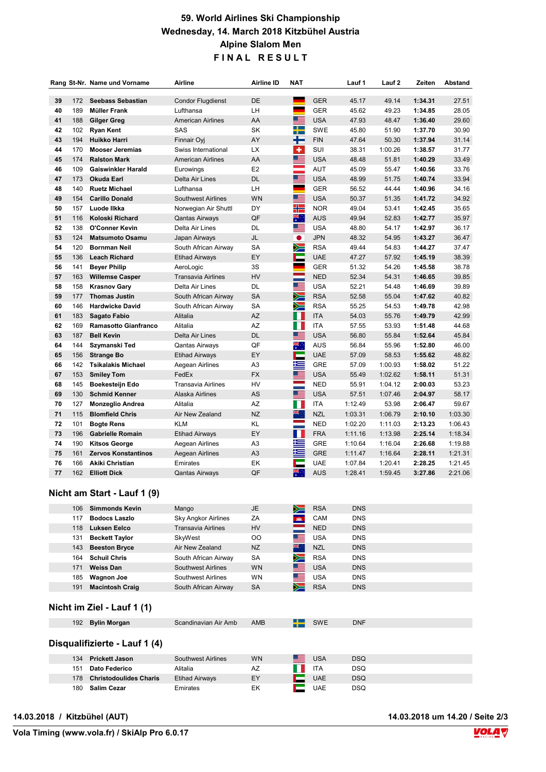# 59. World Airlines Ski Championship
## Wednesday, 14. March 2018 Kitzbühel Austria
## Alpine Slalom Men
## FINAL RESULT

| Rang | St-Nr. | Name und Vorname | Airline | Airline ID | NAT | | Lauf 1 | Lauf 2 | Zeiten | Abstand |
|---|---|---|---|---|---|---|---|---|---|---|
| 39 | 172 | **Seebass Sebastian** | Condor Flugdienst | DE | | GER | 45.17 | 49.14 | **1:34.31** | 27.51 |
| 40 | 189 | **Müller Frank** | Lufthansa | LH | | GER | 45.62 | 49.23 | **1:34.85** | 28.05 |
| 41 | 188 | **Gilger Greg** | American Airlines | AA | | USA | 47.93 | 48.47 | **1:36.40** | 29.60 |
| 42 | 102 | **Ryan Kent** | SAS | SK | | SWE | 45.80 | 51.90 | **1:37.70** | 30.90 |
| 43 | 194 | **Huikko Harri** | Finnair Oyj | AY | | FIN | 47.64 | 50.30 | **1:37.94** | 31.14 |
| 44 | 170 | **Mooser Jeremias** | Swiss International | LX | | SUI | 38.31 | 1:00.26 | **1:38.57** | 31.77 |
| 45 | 174 | **Ralston Mark** | American Airlines | AA | | USA | 48.48 | 51.81 | **1:40.29** | 33.49 |
| 46 | 109 | **Gaiswinkler Harald** | Eurowings | E2 | | AUT | 45.09 | 55.47 | **1:40.56** | 33.76 |
| 47 | 173 | **Okuda Earl** | Delta Air Lines | DL | | USA | 48.99 | 51.75 | **1:40.74** | 33.94 |
| 48 | 140 | **Ruetz Michael** | Lufthansa | LH | | GER | 56.52 | 44.44 | **1:40.96** | 34.16 |
| 49 | 154 | **Carillo Donald** | Southwest Airlines | WN | | USA | 50.37 | 51.35 | **1:41.72** | 34.92 |
| 50 | 157 | **Luode Ilkka** | Norwegian Air Shuttl | DY | | NOR | 49.04 | 53.41 | **1:42.45** | 35.65 |
| 51 | 116 | **Koloski Richard** | Qantas Airways | QF | | AUS | 49.94 | 52.83 | **1:42.77** | 35.97 |
| 52 | 138 | **O'Conner Kevin** | Delta Air Lines | DL | | USA | 48.80 | 54.17 | **1:42.97** | 36.17 |
| 53 | 124 | **Matsumoto Osamu** | Japan Airways | JL | | JPN | 48.32 | 54.95 | **1:43.27** | 36.47 |
| 54 | 120 | **Bornman Neil** | South African Airway | SA | | RSA | 49.44 | 54.83 | **1:44.27** | 37.47 |
| 55 | 136 | **Leach Richard** | Etihad Airways | EY | | UAE | 47.27 | 57.92 | **1:45.19** | 38.39 |
| 56 | 141 | **Beyer Philip** | AeroLogic | 3S | | GER | 51.32 | 54.26 | **1:45.58** | 38.78 |
| 57 | 163 | **Willemse Casper** | Transavia Airlines | HV | | NED | 52.34 | 54.31 | **1:46.65** | 39.85 |
| 58 | 158 | **Krasnov Gary** | Delta Air Lines | DL | | USA | 52.21 | 54.48 | **1:46.69** | 39.89 |
| 59 | 177 | **Thomas Justin** | South African Airway | SA | | RSA | 52.58 | 55.04 | **1:47.62** | 40.82 |
| 60 | 146 | **Hardwicke David** | South African Airway | SA | | RSA | 55.25 | 54.53 | **1:49.78** | 42.98 |
| 61 | 183 | **Sagato Fabio** | Alitalia | AZ | | ITA | 54.03 | 55.76 | **1:49.79** | 42.99 |
| 62 | 169 | **Ramasotto Gianfranco** | Alitalia | AZ | | ITA | 57.55 | 53.93 | **1:51.48** | 44.68 |
| 63 | 187 | **Bell Kevin** | Delta Air Lines | DL | | USA | 56.80 | 55.84 | **1:52.64** | 45.84 |
| 64 | 144 | **Szymanski Ted** | Qantas Airways | QF | | AUS | 56.84 | 55.96 | **1:52.80** | 46.00 |
| 65 | 156 | **Strange Bo** | Etihad Airways | EY | | UAE | 57.09 | 58.53 | **1:55.62** | 48.82 |
| 66 | 142 | **Tsikalakis Michael** | Aegean Airlines | A3 | | GRE | 57.09 | 1:00.93 | **1:58.02** | 51.22 |
| 67 | 153 | **Smiley Tom** | FedEx | FX | | USA | 55.49 | 1:02.62 | **1:58.11** | 51.31 |
| 68 | 145 | **Boekesteijn Edo** | Transavia Airlines | HV | | NED | 55.91 | 1:04.12 | **2:00.03** | 53.23 |
| 69 | 130 | **Schmid Kenner** | Alaska Airlines | AS | | USA | 57.51 | 1:07.46 | **2:04.97** | 58.17 |
| 70 | 127 | **Monzeglio Andrea** | Alitalia | AZ | | ITA | 1:12.49 | 53.98 | **2:06.47** | 59.67 |
| 71 | 115 | **Blomfield Chris** | Air New Zealand | NZ | | NZL | 1:03.31 | 1:06.79 | **2:10.10** | 1:03.30 |
| 72 | 101 | **Bogte Rens** | KLM | KL | | NED | 1:02.20 | 1:11.03 | **2:13.23** | 1:06.43 |
| 73 | 196 | **Gabrielle Romain** | Etihad Airways | EY | | FRA | 1:11.16 | 1:13.98 | **2:25.14** | 1:18.34 |
| 74 | 190 | **Kitsos George** | Aegean Airlines | A3 | | GRE | 1:10.64 | 1:16.04 | **2:26.68** | 1:19.88 |
| 75 | 161 | **Zervos Konstantinos** | Aegean Airlines | A3 | | GRE | 1:11.47 | 1:16.64 | **2:28.11** | 1:21.31 |
| 76 | 166 | **Akiki Christian** | Emirates | EK | | UAE | 1:07.84 | 1:20.41 | **2:28.25** | 1:21.45 |
| 77 | 162 | **Elliott Dick** | Qantas Airways | QF | | AUS | 1:28.41 | 1:59.45 | **3:27.86** | 2:21.06 |

## Nicht am Start - Lauf 1 (9)

| St-Nr. | Name und Vorname | Airline | Airline ID | NAT | Status |
|---|---|---|---|---|---|
| 106 | **Simmonds Kevin** | Mango | JE | RSA | DNS |
| 117 | **Bodocs Laszlo** | Sky Angkor Airlines | ZA | CAM | DNS |
| 118 | **Luksen Eelco** | Transavia Airlines | HV | NED | DNS |
| 131 | **Beckett Taylor** | SkyWest | OO | USA | DNS |
| 143 | **Beeston Bryce** | Air New Zealand | NZ | NZL | DNS |
| 164 | **Schuil Chris** | South African Airway | SA | RSA | DNS |
| 171 | **Weiss Dan** | Southwest Airlines | WN | USA | DNS |
| 185 | **Wagnon Joe** | Southwest Airlines | WN | USA | DNS |
| 191 | **Macintosh Craig** | South African Airway | SA | RSA | DNS |

## Nicht im Ziel - Lauf 1 (1)

| St-Nr. | Name und Vorname | Airline | Airline ID | NAT | Status |
|---|---|---|---|---|---|
| 192 | **Bylin Morgan** | Scandinavian Air Amb | AMB | SWE | DNF |

## Disqualifizierte - Lauf 1 (4)

| St-Nr. | Name und Vorname | Airline | Airline ID | NAT | Status |
|---|---|---|---|---|---|
| 134 | **Prickett Jason** | Southwest Airlines | WN | USA | DSQ |
| 151 | **Dato Federico** | Alitalia | AZ | ITA | DSQ |
| 178 | **Christodoulides Charis** | Etihad Airways | EY | UAE | DSQ |
| 180 | **Salim Cezar** | Emirates | EK | UAE | DSQ |

**14.03.2018 / Kitzbühel (AUT)** **14.03.2018 um 14.20**

**Vola Timing (www.vola.fr) / SkiAlp Pro 6.0.17**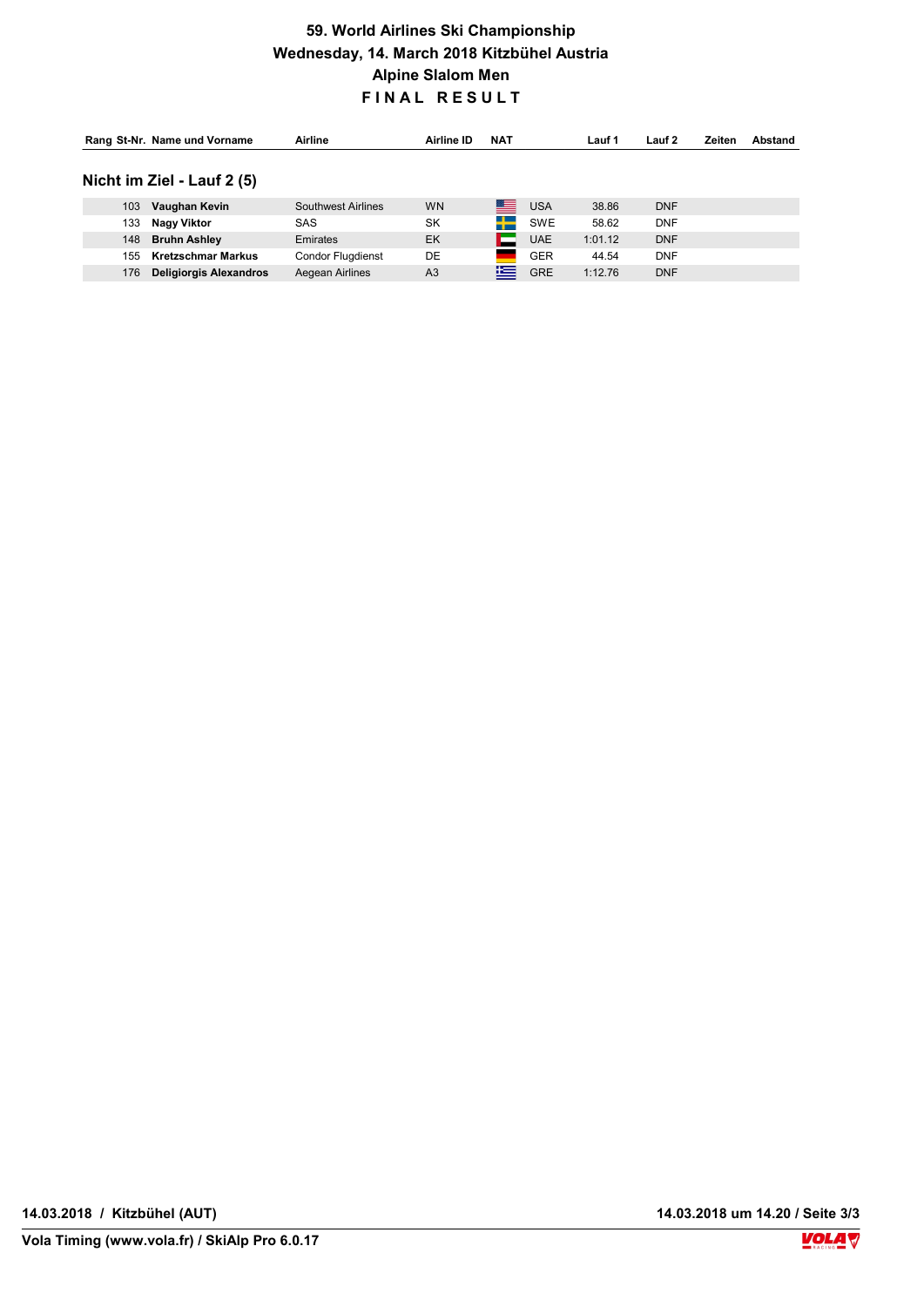# 59. World Airlines Ski Championship
## Wednesday, 14. March 2018 Kitzbühel Austria
## Alpine Slalom Men
## FINAL RESULT

### Nicht im Ziel - Lauf 2 (5)

| Rang | St-Nr. | Name und Vorname | Airline | Airline ID | NAT | Lauf 1 | Lauf 2 | Zeiten | Abstand |
|---|---|---|---|---|---|---|---|---|---|
| | 103 | **Vaughan Kevin** | Southwest Airlines | WN | USA | 38.86 | DNF | | |
| | 133 | **Nagy Viktor** | SAS | SK | SWE | 58.62 | DNF | | |
| | 148 | **Bruhn Ashley** | Emirates | EK | UAE | 1:01.12 | DNF | | |
| | 155 | **Kretzschmar Markus** | Condor Flugdienst | DE | GER | 44.54 | DNF | | |
| | 176 | **Deligiorgis Alexandros** | Aegean Airlines | A3 | GRE | 1:12.76 | DNF | | |

14.03.2018 / Kitzbühel (AUT)

Vola Timing (www.vola.fr) / SkiAlp Pro 6.0.17